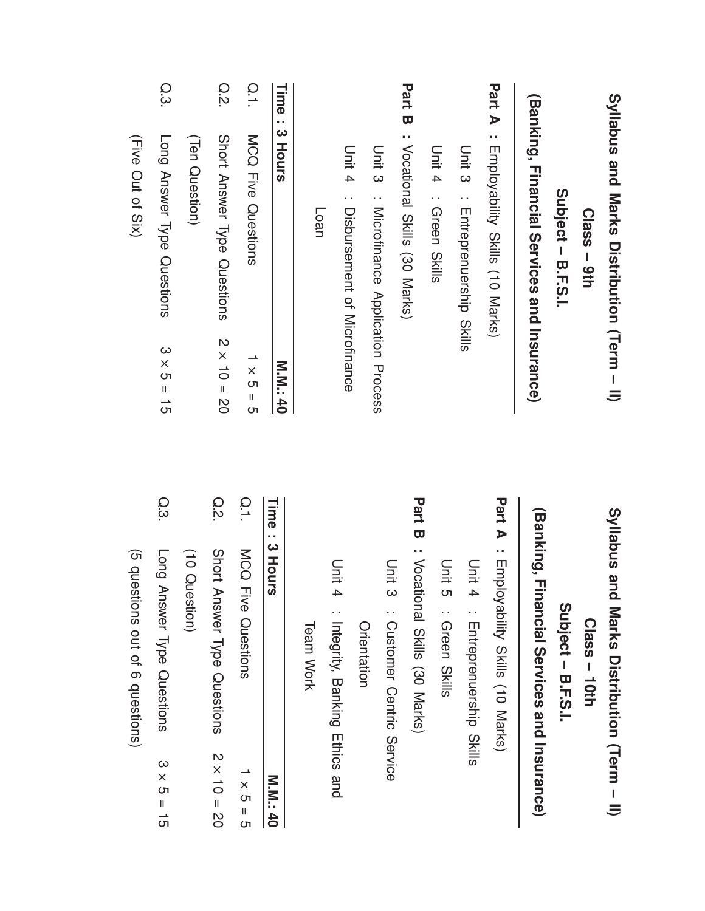# Syllabus and Marks Distribution (Term – II)

## Class – 9th

## Subject – B.F.S.I.

## (Banking, Financial Services and Insurance)

**Part A :** Employability Skills (10 Marks)

Unit 3 : Entreprenuership Skills

Unit 4 : Green Skills

**Part B :** Vocational Skills (30 Marks)

Unit 3 : Microfinance Application Process

Unit 4 : Disbursement of Microfinance Loan

| **Time : 3 Hours** | | **M.M.: 40** |
|---|---|---|
| Q.1. | MCQ Five Questions | 1 × 5 = 5 |
| Q.2. | Short Answer Type Questions (Ten Question) | 2 × 10 = 20 |
| Q.3. | Long Answer Type Questions (Five Out of Six) | 3 × 5 = 15 |

# Syllabus and Marks Distribution (Term – II)

## Class – 10th

## Subject – B.F.S.I.

## (Banking, Financial Services and Insurance)

**Part A :** Employability Skills (10 Marks)

Unit 4 : Entreprenuership Skills

Unit 5 : Green Skills

**Part B :** Vocational Skills (30 Marks)

Unit 3 : Customer Centric Service Orientation

Unit 4 : Integrity, Banking Ethics and Team Work

| **Time : 3 Hours** | | **M.M.: 40** |
|---|---|---|
| Q.1. | MCQ Five Questions | 1 × 5 = 5 |
| Q.2. | Short Answer Type Questions (10 Question) | 2 × 10 = 20 |
| Q.3. | Long Answer Type Questions (5 questions out of 6 questions) | 3 × 5 = 15 |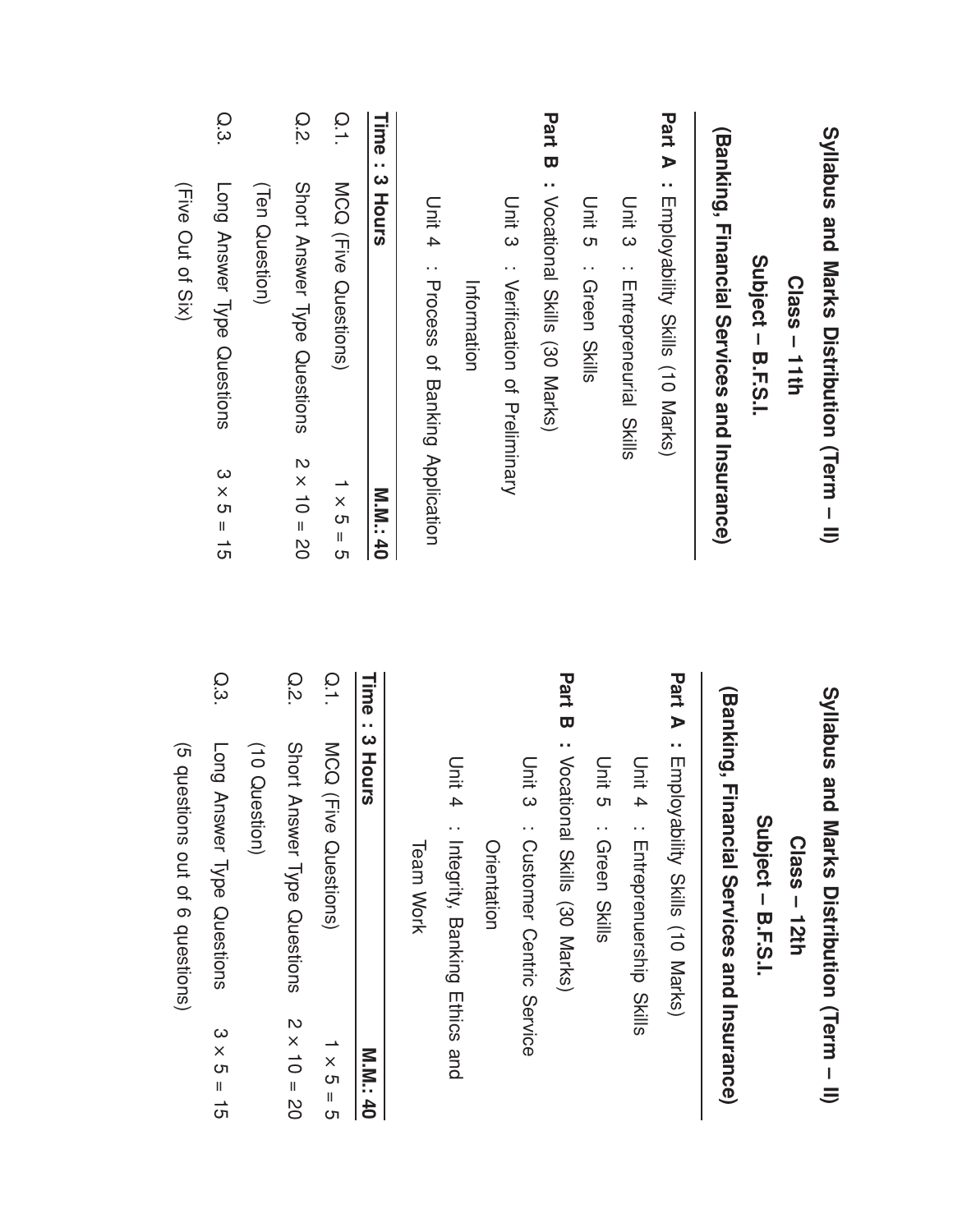# Syllabus and Marks Distribution (Term – II)

## Class – 11th

## Subject – B.F.S.I.

## (Banking, Financial Services and Insurance)

**Part A :** Employability Skills (10 Marks)

Unit 3 : Entrepreneurial Skills

Unit 5 : Green Skills

**Part B :** Vocational Skills (30 Marks)

Unit 3 : Verification of Preliminary Information

Unit 4 : Process of Banking Application

| **Time : 3 Hours** | | **M.M.: 40** |
|---|---|---|
| Q.1. | MCQ (Five Questions) | 1 × 5 = 5 |
| Q.2. | Short Answer Type Questions (Ten Question) | 2 × 10 = 20 |
| Q.3. | Long Answer Type Questions (Five Out of Six) | 3 × 5 = 15 |

# Syllabus and Marks Distribution (Term – II)

## Class – 12th

## Subject – B.F.S.I.

## (Banking, Financial Services and Insurance)

**Part A :** Employability Skills (10 Marks)

Unit 4 : Entrepreneurship Skills

Unit 5 : Green Skills

**Part B :** Vocational Skills (30 Marks)

Unit 3 : Customer Centric Service Orientation

Unit 4 : Integrity, Banking Ethics and Team Work

| **Time : 3 Hours** | | **M.M.: 40** |
|---|---|---|
| Q.1. | MCQ (Five Questions) | 1 × 5 = 5 |
| Q.2. | Short Answer Type Questions (10 Question) | 2 × 10 = 20 |
| Q.3. | Long Answer Type Questions (5 questions out of 6 questions) | 3 × 5 = 15 |